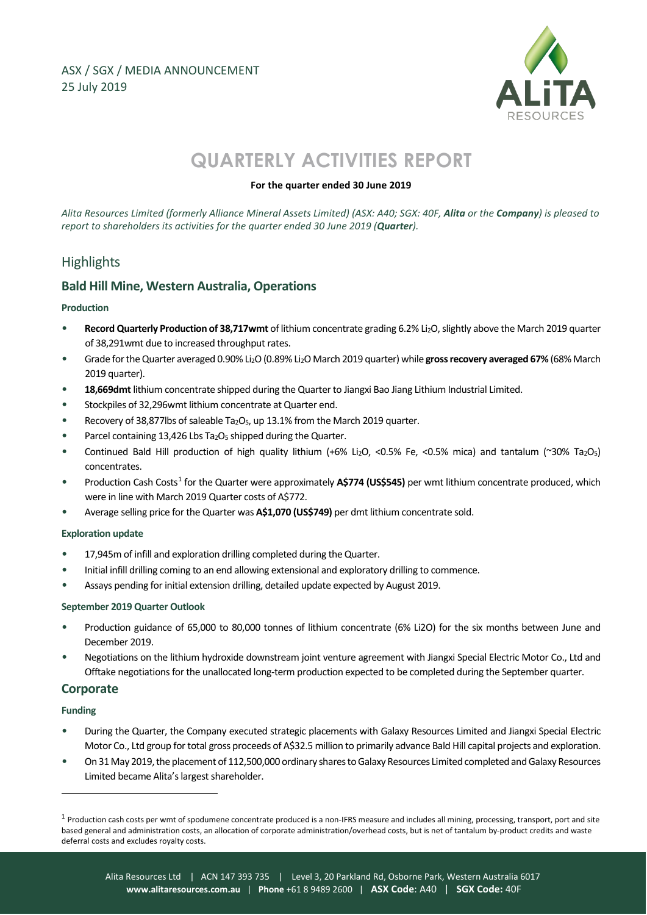ASX / SGX / MEDIA ANNOUNCEMENT
25 July 2019

# QUARTERLY ACTIVITIES REPORT

**For the quarter ended 30 June 2019**

*Alita Resources Limited (formerly Alliance Mineral Assets Limited) (ASX: A40; SGX: 40F, **Alita** or the **Company**) is pleased to report to shareholders its activities for the quarter ended 30 June 2019 (**Quarter**).*

## Highlights

### Bald Hill Mine, Western Australia, Operations

#### Production

- **Record Quarterly Production of 38,717wmt** of lithium concentrate grading 6.2% $Li_2O$, slightly above the March 2019 quarter of 38,291wmt due to increased throughput rates.
- Grade for the Quarter averaged 0.90% $Li_2O$ (0.89% $Li_2O$ March 2019 quarter) while **gross recovery averaged 67%** (68% March 2019 quarter).
- **18,669dmt** lithium concentrate shipped during the Quarter to Jiangxi Bao Jiang Lithium Industrial Limited.
- Stockpiles of 32,296wmt lithium concentrate at Quarter end.
- Recovery of 38,877lbs of saleable $Ta_2O_5$, up 13.1% from the March 2019 quarter.
- Parcel containing 13,426 Lbs $Ta_2O_5$ shipped during the Quarter.
- Continued Bald Hill production of high quality lithium (+6% $Li_2O$, <0.5% Fe, <0.5% mica) and tantalum (~30% $Ta_2O_5$) concentrates.
- Production Cash Costs[1] for the Quarter were approximately **A$774 (US$545)** per wmt lithium concentrate produced, which were in line with March 2019 Quarter costs of A$772.
- Average selling price for the Quarter was **A$1,070 (US$749)** per dmt lithium concentrate sold.

#### Exploration update

- 17,945m of infill and exploration drilling completed during the Quarter.
- Initial infill drilling coming to an end allowing extensional and exploratory drilling to commence.
- Assays pending for initial extension drilling, detailed update expected by August 2019.

#### September 2019 Quarter Outlook

- Production guidance of 65,000 to 80,000 tonnes of lithium concentrate (6% Li2O) for the six months between June and December 2019.
- Negotiations on the lithium hydroxide downstream joint venture agreement with Jiangxi Special Electric Motor Co., Ltd and Offtake negotiations for the unallocated long-term production expected to be completed during the September quarter.

### Corporate

#### Funding

- During the Quarter, the Company executed strategic placements with Galaxy Resources Limited and Jiangxi Special Electric Motor Co., Ltd group for total gross proceeds of A$32.5 million to primarily advance Bald Hill capital projects and exploration.
- On 31 May 2019, the placement of 112,500,000 ordinary shares to Galaxy Resources Limited completed and Galaxy Resources Limited became Alita's largest shareholder.

---

[1] Production cash costs per wmt of spodumene concentrate produced is a non-IFRS measure and includes all mining, processing, transport, port and site based general and administration costs, an allocation of corporate administration/overhead costs, but is net of tantalum by-product credits and waste deferral costs and excludes royalty costs.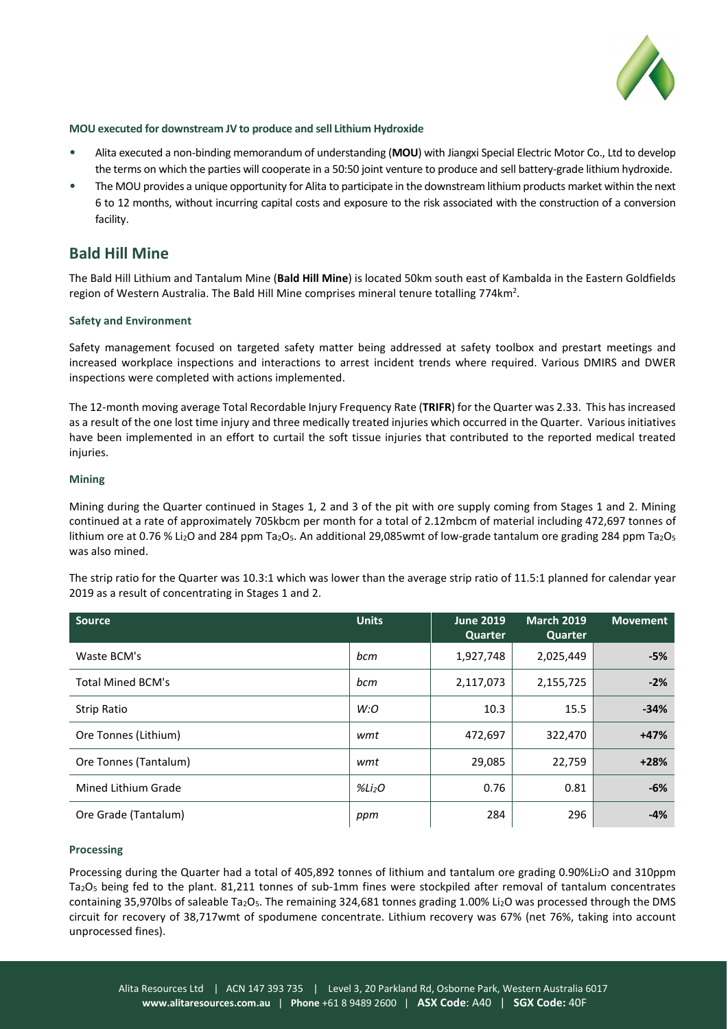#### MOU executed for downstream JV to produce and sell Lithium Hydroxide

- Alita executed a non-binding memorandum of understanding (**MOU**) with Jiangxi Special Electric Motor Co., Ltd to develop the terms on which the parties will cooperate in a 50:50 joint venture to produce and sell battery-grade lithium hydroxide.
- The MOU provides a unique opportunity for Alita to participate in the downstream lithium products market within the next 6 to 12 months, without incurring capital costs and exposure to the risk associated with the construction of a conversion facility.

## Bald Hill Mine

The Bald Hill Lithium and Tantalum Mine (**Bald Hill Mine**) is located 50km south east of Kambalda in the Eastern Goldfields region of Western Australia. The Bald Hill Mine comprises mineral tenure totalling $774km^2$.

#### Safety and Environment

Safety management focused on targeted safety matter being addressed at safety toolbox and prestart meetings and increased workplace inspections and interactions to arrest incident trends where required. Various DMIRS and DWER inspections were completed with actions implemented.

The 12-month moving average Total Recordable Injury Frequency Rate (**TRIFR**) for the Quarter was 2.33. This has increased as a result of the one lost time injury and three medically treated injuries which occurred in the Quarter. Various initiatives have been implemented in an effort to curtail the soft tissue injuries that contributed to the reported medical treated injuries.

#### Mining

Mining during the Quarter continued in Stages 1, 2 and 3 of the pit with ore supply coming from Stages 1 and 2. Mining continued at a rate of approximately 705kbcm per month for a total of 2.12mbcm of material including 472,697 tonnes of lithium ore at 0.76 % $Li_2O$ and 284 ppm $Ta_2O_5$. An additional 29,085wmt of low-grade tantalum ore grading 284 ppm $Ta_2O_5$ was also mined.

The strip ratio for the Quarter was 10.3:1 which was lower than the average strip ratio of 11.5:1 planned for calendar year 2019 as a result of concentrating in Stages 1 and 2.

| Source | Units | June 2019 Quarter | March 2019 Quarter | Movement |
|---|---|---|---|---|
| Waste BCM's | *bcm* | 1,927,748 | 2,025,449 | **-5%** |
| Total Mined BCM's | *bcm* | 2,117,073 | 2,155,725 | **-2%** |
| Strip Ratio | *W:O* | 10.3 | 15.5 | **-34%** |
| Ore Tonnes (Lithium) | *wmt* | 472,697 | 322,470 | **+47%** |
| Ore Tonnes (Tantalum) | *wmt* | 29,085 | 22,759 | **+28%** |
| Mined Lithium Grade | *%$Li_2O$* | 0.76 | 0.81 | **-6%** |
| Ore Grade (Tantalum) | *ppm* | 284 | 296 | **-4%** |

#### Processing

Processing during the Quarter had a total of 405,892 tonnes of lithium and tantalum ore grading 0.90%$Li_2O$ and 310ppm $Ta_2O_5$ being fed to the plant. 81,211 tonnes of sub-1mm fines were stockpiled after removal of tantalum concentrates containing 35,970lbs of saleable $Ta_2O_5$. The remaining 324,681 tonnes grading 1.00% $Li_2O$ was processed through the DMS circuit for recovery of 38,717wmt of spodumene concentrate. Lithium recovery was 67% (net 76%, taking into account unprocessed fines).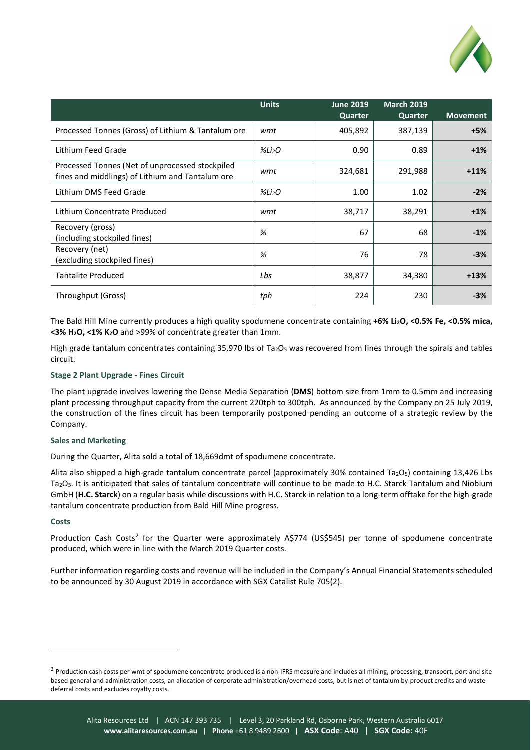| | Units | June 2019 Quarter | March 2019 Quarter | Movement |
|---|---|---|---|---|
| Processed Tonnes (Gross) of Lithium & Tantalum ore | *wmt* | 405,892 | 387,139 | **+5%** |
| Lithium Feed Grade | *%$Li_2O$* | 0.90 | 0.89 | **+1%** |
| Processed Tonnes (Net of unprocessed stockpiled fines and middlings) of Lithium and Tantalum ore | *wmt* | 324,681 | 291,988 | **+11%** |
| Lithium DMS Feed Grade | *%$Li_2O$* | 1.00 | 1.02 | **-2%** |
| Lithium Concentrate Produced | *wmt* | 38,717 | 38,291 | **+1%** |
| Recovery (gross) (including stockpiled fines) | *%* | 67 | 68 | **-1%** |
| Recovery (net) (excluding stockpiled fines) | *%* | 76 | 78 | **-3%** |
| Tantalite Produced | *Lbs* | 38,877 | 34,380 | **+13%** |
| Throughput (Gross) | *tph* | 224 | 230 | **-3%** |

The Bald Hill Mine currently produces a high quality spodumene concentrate containing **+6% $Li_2O$, <0.5% Fe, <0.5% mica, <3% $H_2O$, <1% $K_2O$** and >99% of concentrate greater than 1mm.

High grade tantalum concentrates containing 35,970 lbs of $Ta_2O_5$ was recovered from fines through the spirals and tables circuit.

### Stage 2 Plant Upgrade - Fines Circuit

The plant upgrade involves lowering the Dense Media Separation (**DMS**) bottom size from 1mm to 0.5mm and increasing plant processing throughput capacity from the current 220tph to 300tph. As announced by the Company on 25 July 2019, the construction of the fines circuit has been temporarily postponed pending an outcome of a strategic review by the Company.

### Sales and Marketing

During the Quarter, Alita sold a total of 18,669dmt of spodumene concentrate.

Alita also shipped a high-grade tantalum concentrate parcel (approximately 30% contained $Ta_2O_5$) containing 13,426 Lbs $Ta_2O_5$. It is anticipated that sales of tantalum concentrate will continue to be made to H.C. Starck Tantalum and Niobium GmbH (**H.C. Starck**) on a regular basis while discussions with H.C. Starck in relation to a long-term offtake for the high-grade tantalum concentrate production from Bald Hill Mine progress.

### Costs

Production Cash Costs[2] for the Quarter were approximately A$774 (US$545) per tonne of spodumene concentrate produced, which were in line with the March 2019 Quarter costs.

Further information regarding costs and revenue will be included in the Company's Annual Financial Statements scheduled to be announced by 30 August 2019 in accordance with SGX Catalist Rule 705(2).

---

[2] Production cash costs per wmt of spodumene concentrate produced is a non-IFRS measure and includes all mining, processing, transport, port and site based general and administration costs, an allocation of corporate administration/overhead costs, but is net of tantalum by-product credits and waste deferral costs and excludes royalty costs.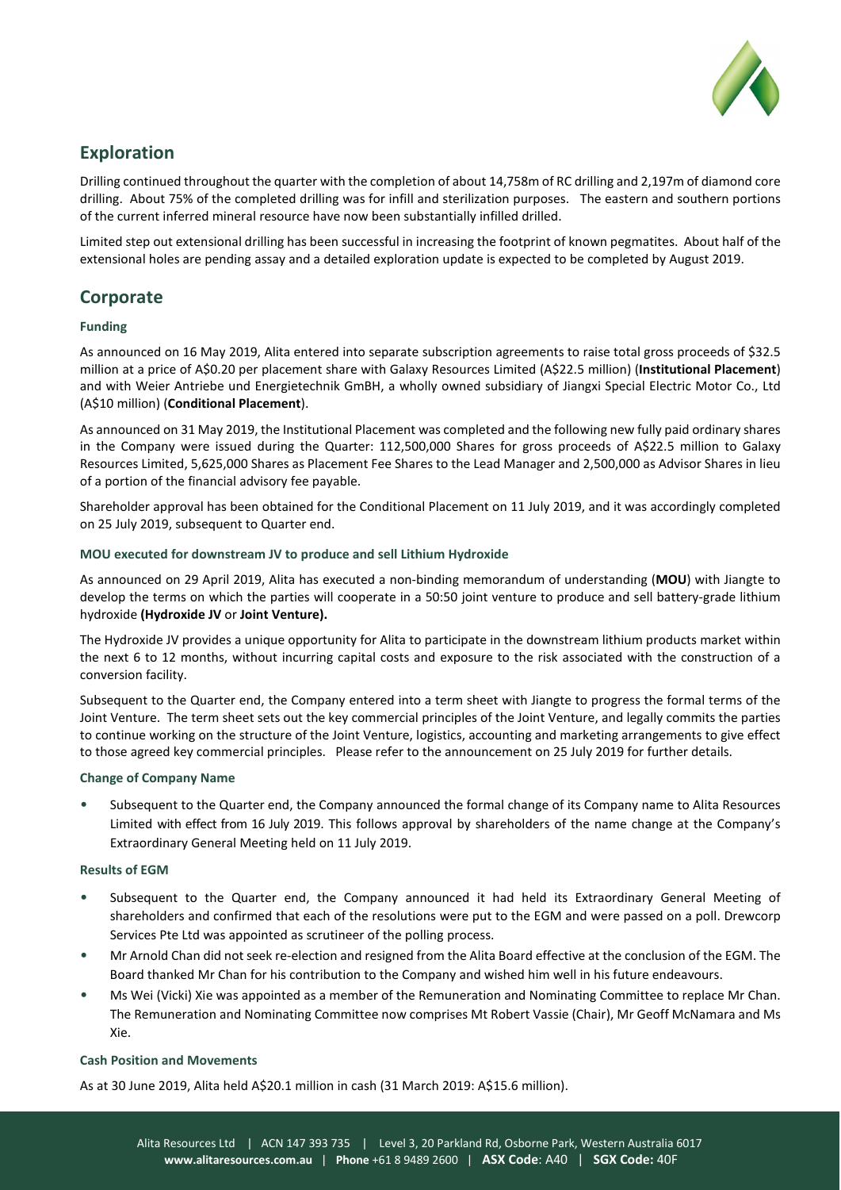## Exploration

Drilling continued throughout the quarter with the completion of about 14,758m of RC drilling and 2,197m of diamond core drilling. About 75% of the completed drilling was for infill and sterilization purposes. The eastern and southern portions of the current inferred mineral resource have now been substantially infilled drilled.

Limited step out extensional drilling has been successful in increasing the footprint of known pegmatites. About half of the extensional holes are pending assay and a detailed exploration update is expected to be completed by August 2019.

## Corporate

### Funding

As announced on 16 May 2019, Alita entered into separate subscription agreements to raise total gross proceeds of $32.5 million at a price of A$0.20 per placement share with Galaxy Resources Limited (A$22.5 million) (**Institutional Placement**) and with Weier Antriebe und Energietechnik GmBH, a wholly owned subsidiary of Jiangxi Special Electric Motor Co., Ltd (A$10 million) (**Conditional Placement**).

As announced on 31 May 2019, the Institutional Placement was completed and the following new fully paid ordinary shares in the Company were issued during the Quarter: 112,500,000 Shares for gross proceeds of A$22.5 million to Galaxy Resources Limited, 5,625,000 Shares as Placement Fee Shares to the Lead Manager and 2,500,000 as Advisor Shares in lieu of a portion of the financial advisory fee payable.

Shareholder approval has been obtained for the Conditional Placement on 11 July 2019, and it was accordingly completed on 25 July 2019, subsequent to Quarter end.

### MOU executed for downstream JV to produce and sell Lithium Hydroxide

As announced on 29 April 2019, Alita has executed a non-binding memorandum of understanding (**MOU**) with Jiangte to develop the terms on which the parties will cooperate in a 50:50 joint venture to produce and sell battery-grade lithium hydroxide **(Hydroxide JV** or **Joint Venture).**

The Hydroxide JV provides a unique opportunity for Alita to participate in the downstream lithium products market within the next 6 to 12 months, without incurring capital costs and exposure to the risk associated with the construction of a conversion facility.

Subsequent to the Quarter end, the Company entered into a term sheet with Jiangte to progress the formal terms of the Joint Venture. The term sheet sets out the key commercial principles of the Joint Venture, and legally commits the parties to continue working on the structure of the Joint Venture, logistics, accounting and marketing arrangements to give effect to those agreed key commercial principles. Please refer to the announcement on 25 July 2019 for further details.

### Change of Company Name

- Subsequent to the Quarter end, the Company announced the formal change of its Company name to Alita Resources Limited with effect from 16 July 2019. This follows approval by shareholders of the name change at the Company's Extraordinary General Meeting held on 11 July 2019.

### Results of EGM

- Subsequent to the Quarter end, the Company announced it had held its Extraordinary General Meeting of shareholders and confirmed that each of the resolutions were put to the EGM and were passed on a poll. Drewcorp Services Pte Ltd was appointed as scrutineer of the polling process.
- Mr Arnold Chan did not seek re-election and resigned from the Alita Board effective at the conclusion of the EGM. The Board thanked Mr Chan for his contribution to the Company and wished him well in his future endeavours.
- Ms Wei (Vicki) Xie was appointed as a member of the Remuneration and Nominating Committee to replace Mr Chan. The Remuneration and Nominating Committee now comprises Mt Robert Vassie (Chair), Mr Geoff McNamara and Ms Xie.

### Cash Position and Movements

As at 30 June 2019, Alita held A$20.1 million in cash (31 March 2019: A$15.6 million).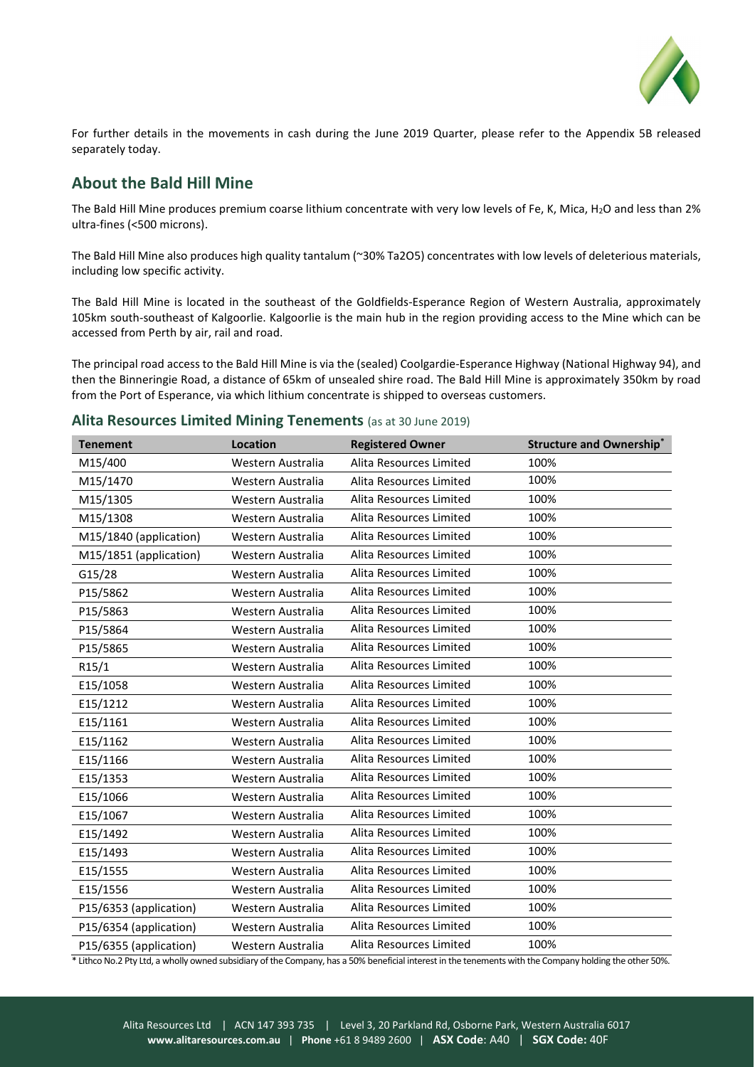For further details in the movements in cash during the June 2019 Quarter, please refer to the Appendix 5B released separately today.

## About the Bald Hill Mine

The Bald Hill Mine produces premium coarse lithium concentrate with very low levels of Fe, K, Mica, $H_2O$ and less than 2% ultra-fines (<500 microns).

The Bald Hill Mine also produces high quality tantalum (~30% $Ta_2O_5$) concentrates with low levels of deleterious materials, including low specific activity.

The Bald Hill Mine is located in the southeast of the Goldfields-Esperance Region of Western Australia, approximately 105km south-southeast of Kalgoorlie. Kalgoorlie is the main hub in the region providing access to the Mine which can be accessed from Perth by air, rail and road.

The principal road access to the Bald Hill Mine is via the (sealed) Coolgardie-Esperance Highway (National Highway 94), and then the Binneringie Road, a distance of 65km of unsealed shire road. The Bald Hill Mine is approximately 350km by road from the Port of Esperance, via which lithium concentrate is shipped to overseas customers.

### Alita Resources Limited Mining Tenements (as at 30 June 2019)

| Tenement | Location | Registered Owner | Structure and Ownership* |
|---|---|---|---|
| M15/400 | Western Australia | Alita Resources Limited | 100% |
| M15/1470 | Western Australia | Alita Resources Limited | 100% |
| M15/1305 | Western Australia | Alita Resources Limited | 100% |
| M15/1308 | Western Australia | Alita Resources Limited | 100% |
| M15/1840 (application) | Western Australia | Alita Resources Limited | 100% |
| M15/1851 (application) | Western Australia | Alita Resources Limited | 100% |
| G15/28 | Western Australia | Alita Resources Limited | 100% |
| P15/5862 | Western Australia | Alita Resources Limited | 100% |
| P15/5863 | Western Australia | Alita Resources Limited | 100% |
| P15/5864 | Western Australia | Alita Resources Limited | 100% |
| P15/5865 | Western Australia | Alita Resources Limited | 100% |
| R15/1 | Western Australia | Alita Resources Limited | 100% |
| E15/1058 | Western Australia | Alita Resources Limited | 100% |
| E15/1212 | Western Australia | Alita Resources Limited | 100% |
| E15/1161 | Western Australia | Alita Resources Limited | 100% |
| E15/1162 | Western Australia | Alita Resources Limited | 100% |
| E15/1166 | Western Australia | Alita Resources Limited | 100% |
| E15/1353 | Western Australia | Alita Resources Limited | 100% |
| E15/1066 | Western Australia | Alita Resources Limited | 100% |
| E15/1067 | Western Australia | Alita Resources Limited | 100% |
| E15/1492 | Western Australia | Alita Resources Limited | 100% |
| E15/1493 | Western Australia | Alita Resources Limited | 100% |
| E15/1555 | Western Australia | Alita Resources Limited | 100% |
| E15/1556 | Western Australia | Alita Resources Limited | 100% |
| P15/6353 (application) | Western Australia | Alita Resources Limited | 100% |
| P15/6354 (application) | Western Australia | Alita Resources Limited | 100% |
| P15/6355 (application) | Western Australia | Alita Resources Limited | 100% |

* Lithco No.2 Pty Ltd, a wholly owned subsidiary of the Company, has a 50% beneficial interest in the tenements with the Company holding the other 50%.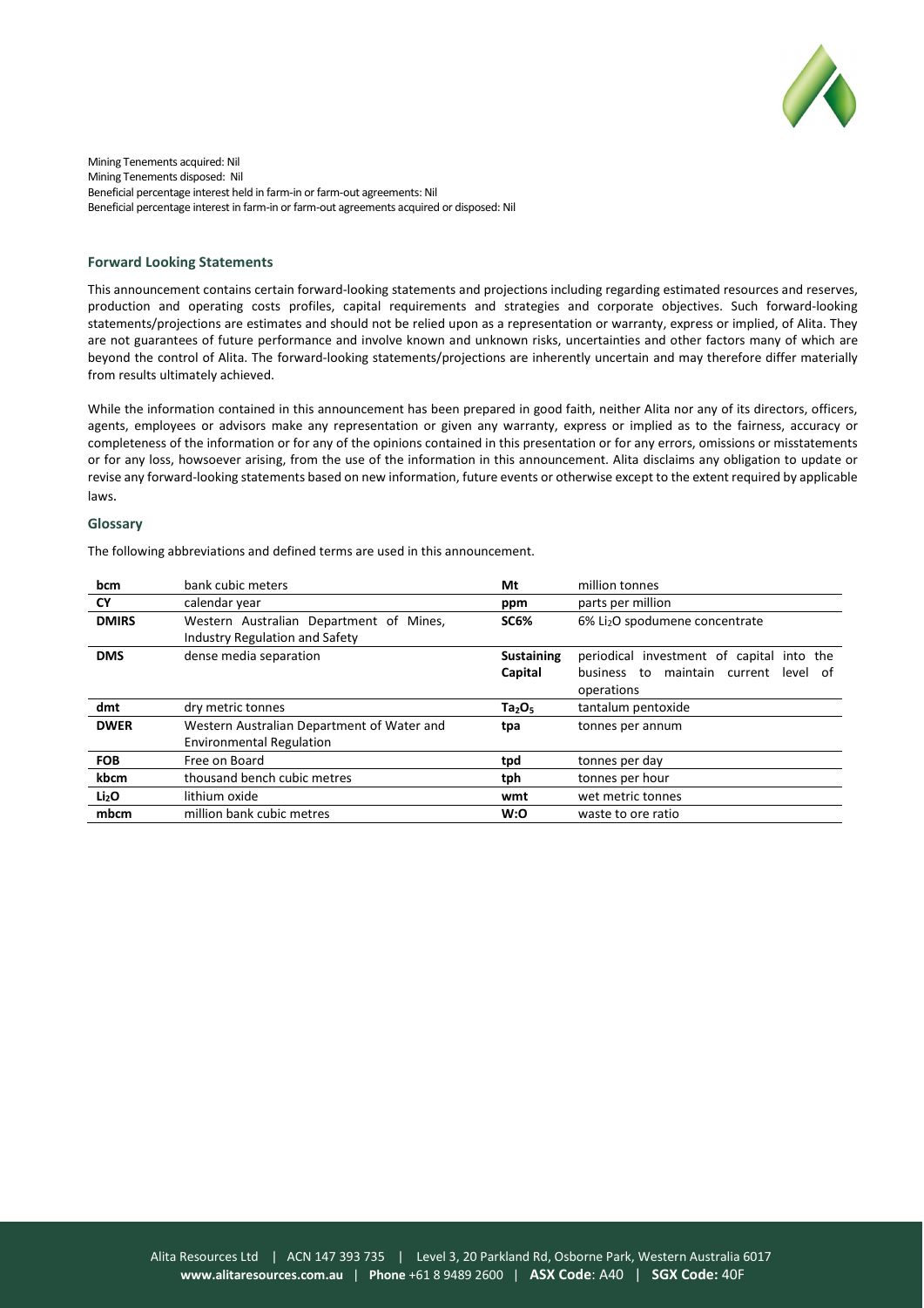Mining Tenements acquired: Nil
Mining Tenements disposed: Nil
Beneficial percentage interest held in farm-in or farm-out agreements: Nil
Beneficial percentage interest in farm-in or farm-out agreements acquired or disposed: Nil

### Forward Looking Statements

This announcement contains certain forward-looking statements and projections including regarding estimated resources and reserves, production and operating costs profiles, capital requirements and strategies and corporate objectives. Such forward-looking statements/projections are estimates and should not be relied upon as a representation or warranty, express or implied, of Alita. They are not guarantees of future performance and involve known and unknown risks, uncertainties and other factors many of which are beyond the control of Alita. The forward-looking statements/projections are inherently uncertain and may therefore differ materially from results ultimately achieved.

While the information contained in this announcement has been prepared in good faith, neither Alita nor any of its directors, officers, agents, employees or advisors make any representation or given any warranty, express or implied as to the fairness, accuracy or completeness of the information or for any of the opinions contained in this presentation or for any errors, omissions or misstatements or for any loss, howsoever arising, from the use of the information in this announcement. Alita disclaims any obligation to update or revise any forward-looking statements based on new information, future events or otherwise except to the extent required by applicable laws.

### Glossary

The following abbreviations and defined terms are used in this announcement.

| | | | |
|---|---|---|---|
| **bcm** | bank cubic meters | **Mt** | million tonnes |
| **CY** | calendar year | **ppm** | parts per million |
| **DMIRS** | Western Australian Department of Mines, Industry Regulation and Safety | **SC6%** | 6% $Li_2O$ spodumene concentrate |
| **DMS** | dense media separation | **Sustaining Capital** | periodical investment of capital into the business to maintain current level of operations |
| **dmt** | dry metric tonnes | **$Ta_2O_5$** | tantalum pentoxide |
| **DWER** | Western Australian Department of Water and Environmental Regulation | **tpa** | tonnes per annum |
| **FOB** | Free on Board | **tpd** | tonnes per day |
| **kbcm** | thousand bench cubic metres | **tph** | tonnes per hour |
| **$Li_2O$** | lithium oxide | **wmt** | wet metric tonnes |
| **mbcm** | million bank cubic metres | **W:O** | waste to ore ratio |